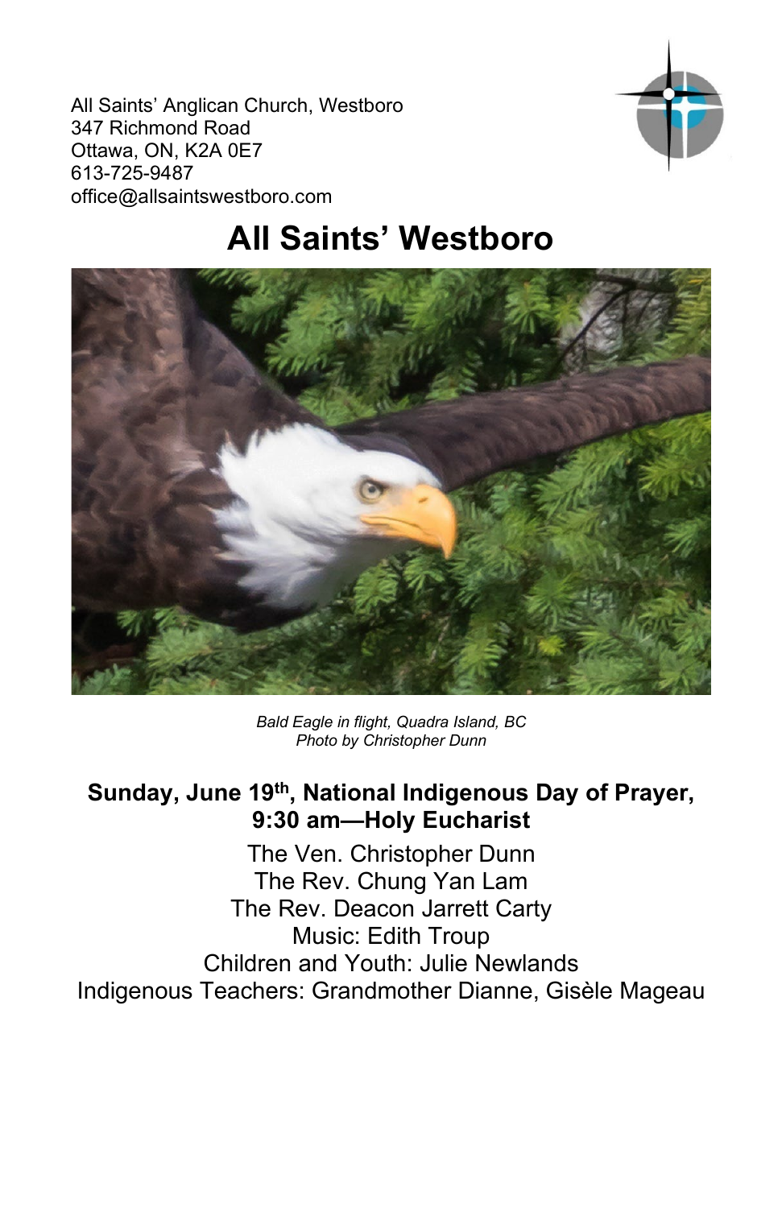All Saints' Anglican Church, Westboro
347 Richmond Road
Ottawa, ON, K2A 0E7
613-725-9487
office@allsaintswestboro.com

# All Saints' Westboro

*Bald Eagle in flight, Quadra Island, BC*
*Photo by Christopher Dunn*

**Sunday, June 19th, National Indigenous Day of Prayer,**
**9:30 am—Holy Eucharist**

The Ven. Christopher Dunn
The Rev. Chung Yan Lam
The Rev. Deacon Jarrett Carty
Music: Edith Troup
Children and Youth: Julie Newlands
Indigenous Teachers: Grandmother Dianne, Gisèle Mageau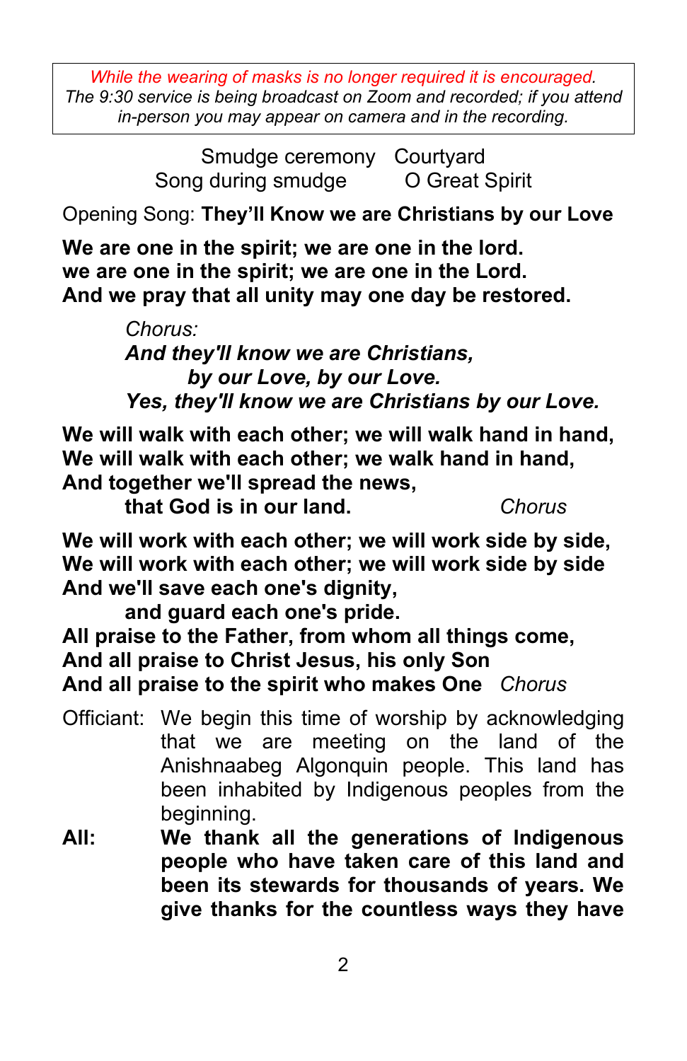*While the wearing of masks is no longer required it is encouraged.*
*The 9:30 service is being broadcast on Zoom and recorded; if you attend in-person you may appear on camera and in the recording.*

Smudge ceremony     Courtyard
Song during smudge     O Great Spirit

Opening Song: **They'll Know we are Christians by our Love**

**We are one in the spirit; we are one in the lord.**
**we are one in the spirit; we are one in the Lord.**
**And we pray that all unity may one day be restored.**

*Chorus:*
***And they'll know we are Christians,***
***by our Love, by our Love.***
***Yes, they'll know we are Christians by our Love.***

**We will walk with each other; we will walk hand in hand,**
**We will walk with each other; we walk hand in hand,**
**And together we'll spread the news,**
**that God is in our land.** *Chorus*

**We will work with each other; we will work side by side,**
**We will work with each other; we will work side by side**
**And we'll save each one's dignity,**
**and guard each one's pride.**
**All praise to the Father, from whom all things come,**
**And all praise to Christ Jesus, his only Son**
**And all praise to the spirit who makes One** *Chorus*

Officiant: We begin this time of worship by acknowledging that we are meeting on the land of the Anishnaabeg Algonquin people. This land has been inhabited by Indigenous peoples from the beginning.

**All: We thank all the generations of Indigenous people who have taken care of this land and been its stewards for thousands of years. We give thanks for the countless ways they have**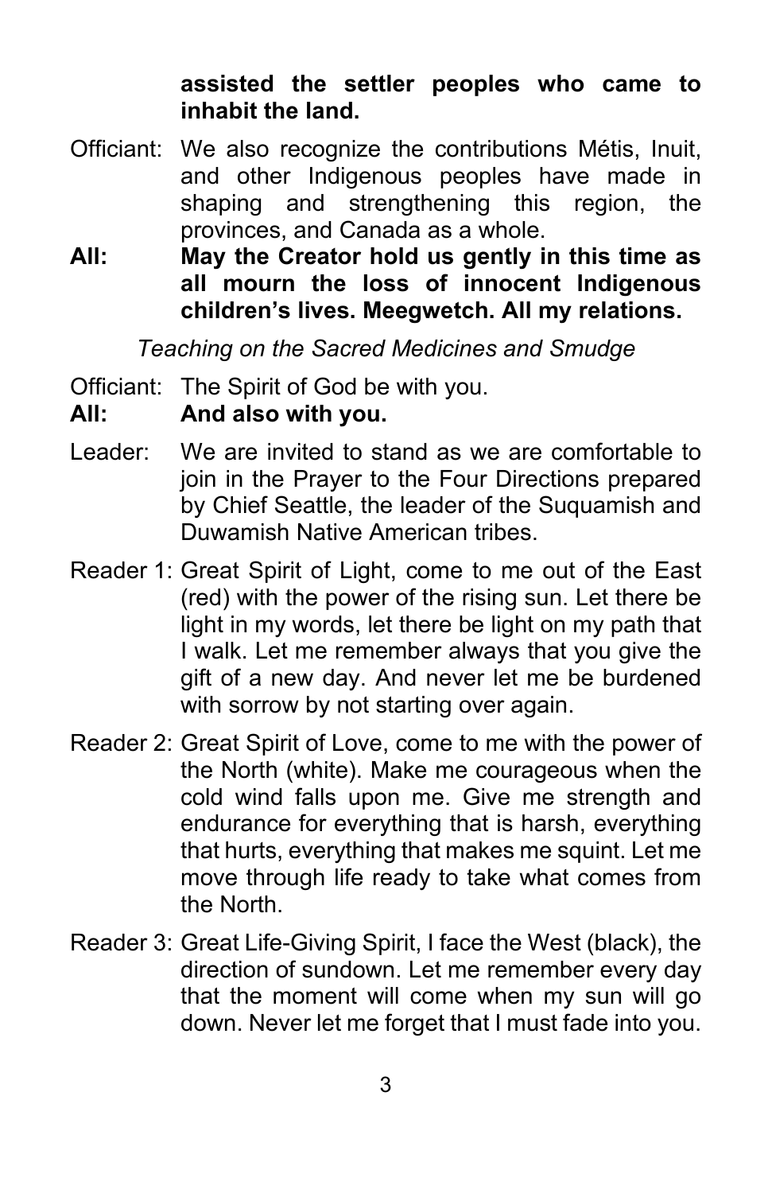**assisted the settler peoples who came to inhabit the land.**

Officiant: We also recognize the contributions Métis, Inuit, and other Indigenous peoples have made in shaping and strengthening this region, the provinces, and Canada as a whole.

**All: May the Creator hold us gently in this time as all mourn the loss of innocent Indigenous children's lives. Meegwetch. All my relations.**

*Teaching on the Sacred Medicines and Smudge*

Officiant: The Spirit of God be with you.

**All: And also with you.**

Leader: We are invited to stand as we are comfortable to join in the Prayer to the Four Directions prepared by Chief Seattle, the leader of the Suquamish and Duwamish Native American tribes.

Reader 1: Great Spirit of Light, come to me out of the East (red) with the power of the rising sun. Let there be light in my words, let there be light on my path that I walk. Let me remember always that you give the gift of a new day. And never let me be burdened with sorrow by not starting over again.

Reader 2: Great Spirit of Love, come to me with the power of the North (white). Make me courageous when the cold wind falls upon me. Give me strength and endurance for everything that is harsh, everything that hurts, everything that makes me squint. Let me move through life ready to take what comes from the North.

Reader 3: Great Life-Giving Spirit, I face the West (black), the direction of sundown. Let me remember every day that the moment will come when my sun will go down. Never let me forget that I must fade into you.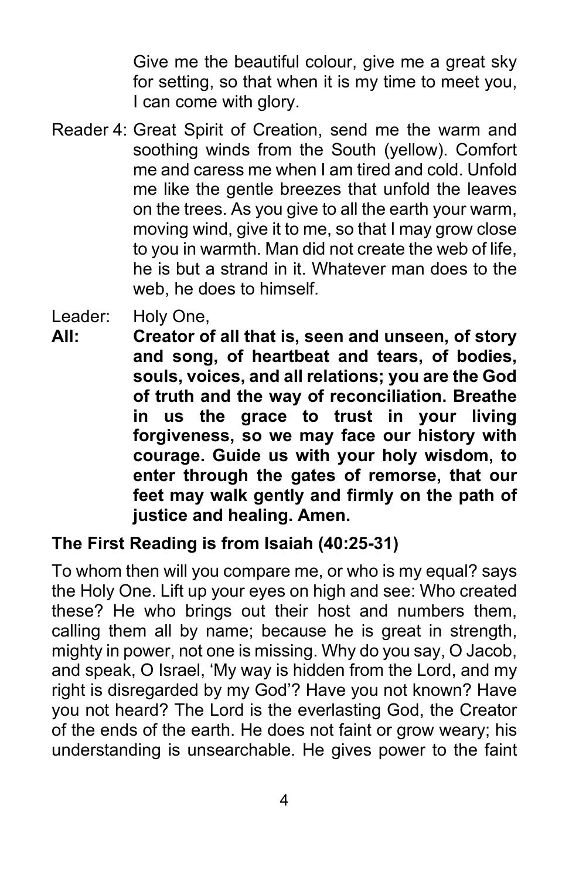Give me the beautiful colour, give me a great sky for setting, so that when it is my time to meet you, I can come with glory.

Reader 4: Great Spirit of Creation, send me the warm and soothing winds from the South (yellow). Comfort me and caress me when I am tired and cold. Unfold me like the gentle breezes that unfold the leaves on the trees. As you give to all the earth your warm, moving wind, give it to me, so that I may grow close to you in warmth. Man did not create the web of life, he is but a strand in it. Whatever man does to the web, he does to himself.

Leader: Holy One,

**All: Creator of all that is, seen and unseen, of story and song, of heartbeat and tears, of bodies, souls, voices, and all relations; you are the God of truth and the way of reconciliation. Breathe in us the grace to trust in your living forgiveness, so we may face our history with courage. Guide us with your holy wisdom, to enter through the gates of remorse, that our feet may walk gently and firmly on the path of justice and healing. Amen.**

**The First Reading is from Isaiah (40:25-31)**

To whom then will you compare me, or who is my equal? says the Holy One. Lift up your eyes on high and see: Who created these? He who brings out their host and numbers them, calling them all by name; because he is great in strength, mighty in power, not one is missing. Why do you say, O Jacob, and speak, O Israel, 'My way is hidden from the Lord, and my right is disregarded by my God'? Have you not known? Have you not heard? The Lord is the everlasting God, the Creator of the ends of the earth. He does not faint or grow weary; his understanding is unsearchable. He gives power to the faint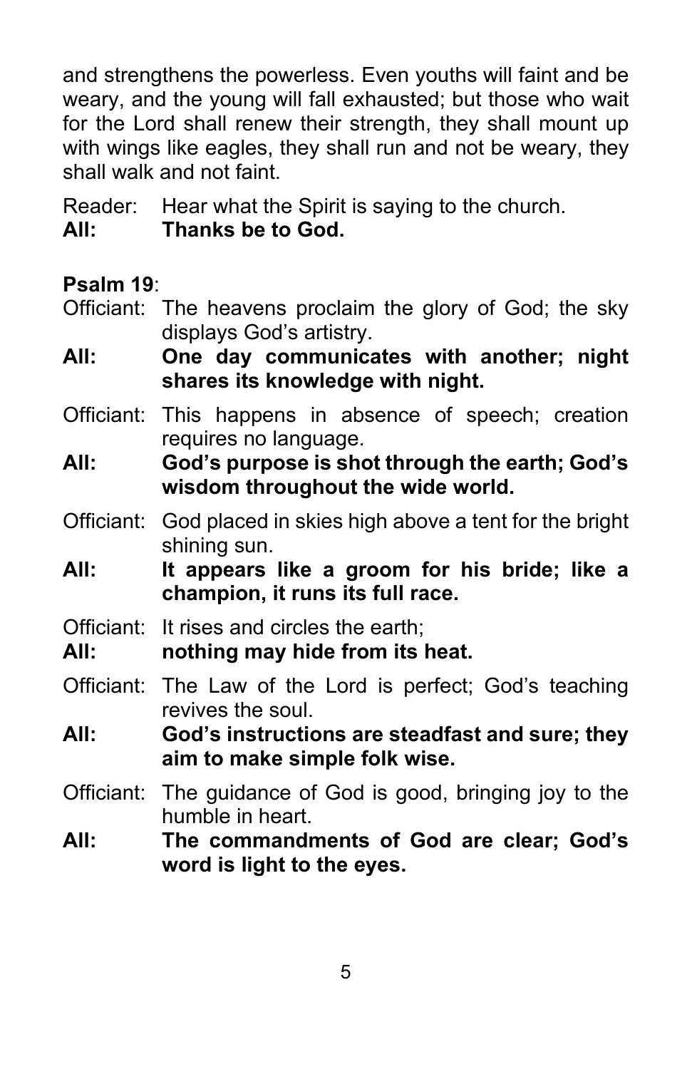and strengthens the powerless. Even youths will faint and be weary, and the young will fall exhausted; but those who wait for the Lord shall renew their strength, they shall mount up with wings like eagles, they shall run and not be weary, they shall walk and not faint.

Reader: Hear what the Spirit is saying to the church.  
**All: Thanks be to God.**

**Psalm 19**:

Officiant: The heavens proclaim the glory of God; the sky displays God's artistry.  
**All: One day communicates with another; night shares its knowledge with night.**

Officiant: This happens in absence of speech; creation requires no language.  
**All: God's purpose is shot through the earth; God's wisdom throughout the wide world.**

Officiant: God placed in skies high above a tent for the bright shining sun.  
**All: It appears like a groom for his bride; like a champion, it runs its full race.**

Officiant: It rises and circles the earth;  
**All: nothing may hide from its heat.**

Officiant: The Law of the Lord is perfect; God's teaching revives the soul.  
**All: God's instructions are steadfast and sure; they aim to make simple folk wise.**

Officiant: The guidance of God is good, bringing joy to the humble in heart.  
**All: The commandments of God are clear; God's word is light to the eyes.**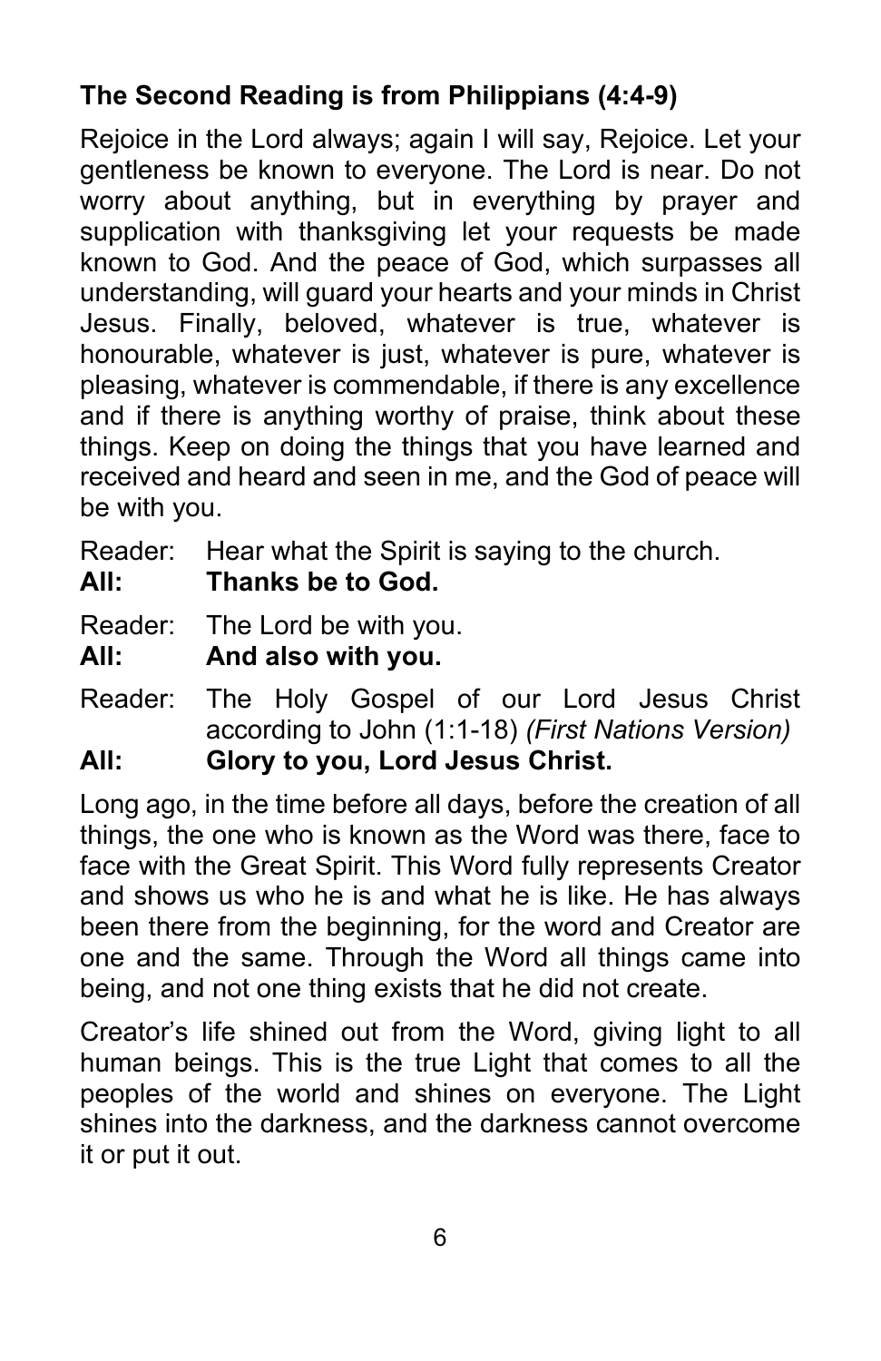### The Second Reading is from Philippians (4:4-9)

Rejoice in the Lord always; again I will say, Rejoice. Let your gentleness be known to everyone. The Lord is near. Do not worry about anything, but in everything by prayer and supplication with thanksgiving let your requests be made known to God. And the peace of God, which surpasses all understanding, will guard your hearts and your minds in Christ Jesus. Finally, beloved, whatever is true, whatever is honourable, whatever is just, whatever is pure, whatever is pleasing, whatever is commendable, if there is any excellence and if there is anything worthy of praise, think about these things. Keep on doing the things that you have learned and received and heard and seen in me, and the God of peace will be with you.

Reader: Hear what the Spirit is saying to the church.
**All: Thanks be to God.**

Reader: The Lord be with you.
**All: And also with you.**

Reader: The Holy Gospel of our Lord Jesus Christ according to John (1:1-18) *(First Nations Version)*
**All: Glory to you, Lord Jesus Christ.**

Long ago, in the time before all days, before the creation of all things, the one who is known as the Word was there, face to face with the Great Spirit. This Word fully represents Creator and shows us who he is and what he is like. He has always been there from the beginning, for the word and Creator are one and the same. Through the Word all things came into being, and not one thing exists that he did not create.

Creator's life shined out from the Word, giving light to all human beings. This is the true Light that comes to all the peoples of the world and shines on everyone. The Light shines into the darkness, and the darkness cannot overcome it or put it out.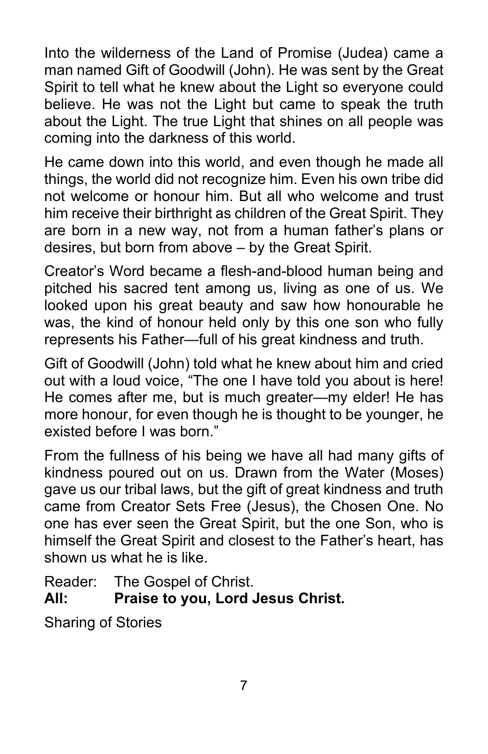Into the wilderness of the Land of Promise (Judea) came a man named Gift of Goodwill (John). He was sent by the Great Spirit to tell what he knew about the Light so everyone could believe. He was not the Light but came to speak the truth about the Light. The true Light that shines on all people was coming into the darkness of this world.

He came down into this world, and even though he made all things, the world did not recognize him. Even his own tribe did not welcome or honour him. But all who welcome and trust him receive their birthright as children of the Great Spirit. They are born in a new way, not from a human father's plans or desires, but born from above – by the Great Spirit.

Creator's Word became a flesh-and-blood human being and pitched his sacred tent among us, living as one of us. We looked upon his great beauty and saw how honourable he was, the kind of honour held only by this one son who fully represents his Father—full of his great kindness and truth.

Gift of Goodwill (John) told what he knew about him and cried out with a loud voice, "The one I have told you about is here! He comes after me, but is much greater—my elder! He has more honour, for even though he is thought to be younger, he existed before I was born."

From the fullness of his being we have all had many gifts of kindness poured out on us. Drawn from the Water (Moses) gave us our tribal laws, but the gift of great kindness and truth came from Creator Sets Free (Jesus), the Chosen One. No one has ever seen the Great Spirit, but the one Son, who is himself the Great Spirit and closest to the Father's heart, has shown us what he is like.

Reader: The Gospel of Christ.
**All: Praise to you, Lord Jesus Christ.**

Sharing of Stories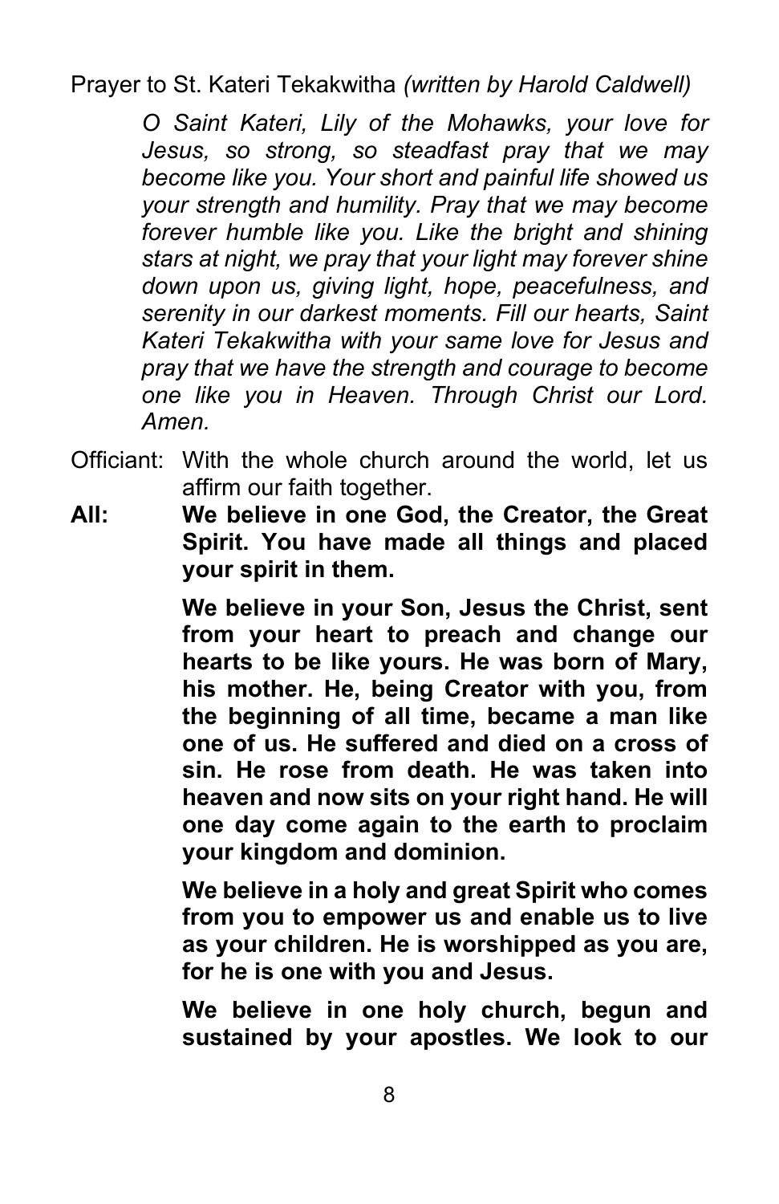Prayer to St. Kateri Tekakwitha *(written by Harold Caldwell)*

> *O Saint Kateri, Lily of the Mohawks, your love for Jesus, so strong, so steadfast pray that we may become like you. Your short and painful life showed us your strength and humility. Pray that we may become forever humble like you. Like the bright and shining stars at night, we pray that your light may forever shine down upon us, giving light, hope, peacefulness, and serenity in our darkest moments. Fill our hearts, Saint Kateri Tekakwitha with your same love for Jesus and pray that we have the strength and courage to become one like you in Heaven. Through Christ our Lord. Amen.*

Officiant: With the whole church around the world, let us affirm our faith together.

**All: We believe in one God, the Creator, the Great Spirit. You have made all things and placed your spirit in them.**

**We believe in your Son, Jesus the Christ, sent from your heart to preach and change our hearts to be like yours. He was born of Mary, his mother. He, being Creator with you, from the beginning of all time, became a man like one of us. He suffered and died on a cross of sin. He rose from death. He was taken into heaven and now sits on your right hand. He will one day come again to the earth to proclaim your kingdom and dominion.**

**We believe in a holy and great Spirit who comes from you to empower us and enable us to live as your children. He is worshipped as you are, for he is one with you and Jesus.**

**We believe in one holy church, begun and sustained by your apostles. We look to our**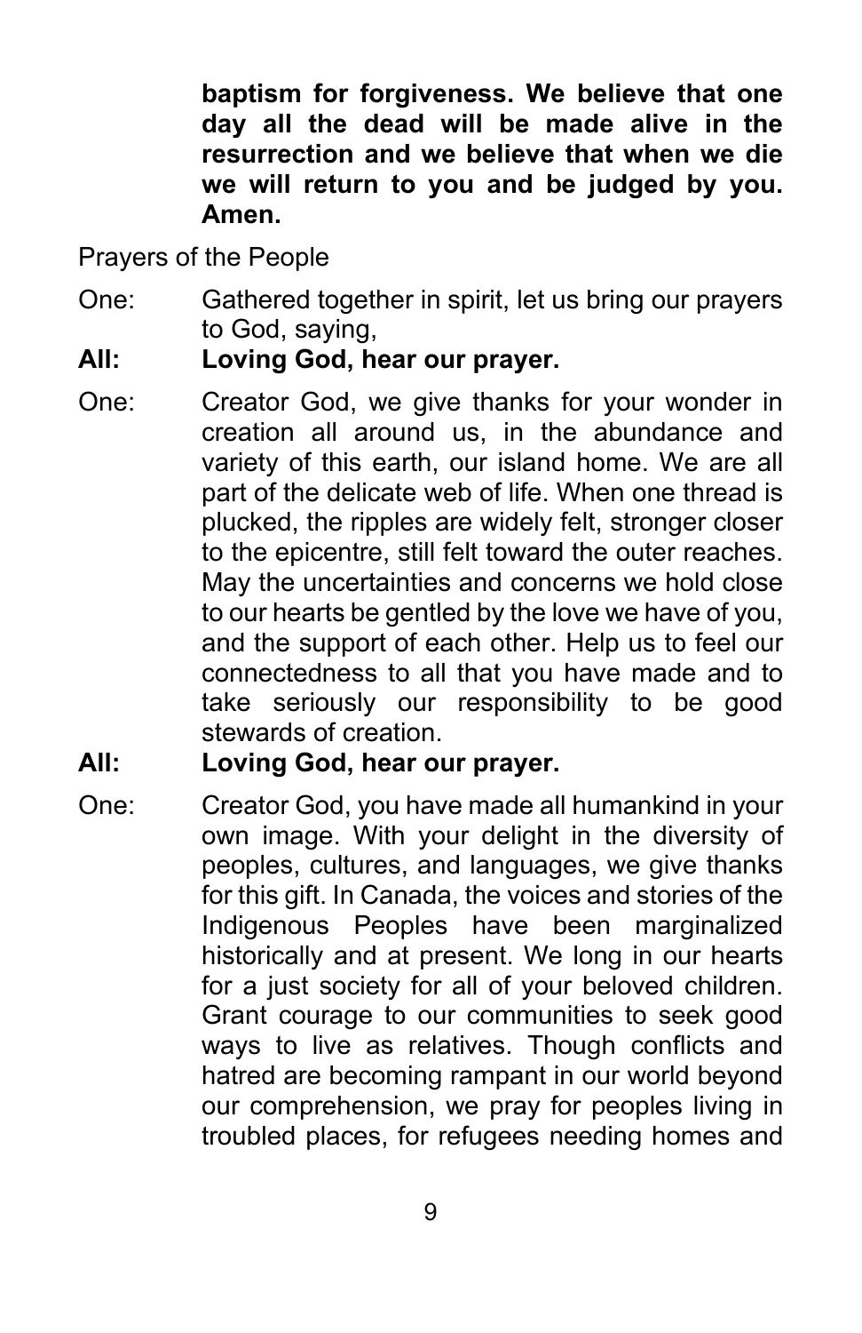**baptism for forgiveness. We believe that one day all the dead will be made alive in the resurrection and we believe that when we die we will return to you and be judged by you. Amen.**

Prayers of the People

One: Gathered together in spirit, let us bring our prayers to God, saying,

**All: Loving God, hear our prayer.**

One: Creator God, we give thanks for your wonder in creation all around us, in the abundance and variety of this earth, our island home. We are all part of the delicate web of life. When one thread is plucked, the ripples are widely felt, stronger closer to the epicentre, still felt toward the outer reaches. May the uncertainties and concerns we hold close to our hearts be gentled by the love we have of you, and the support of each other. Help us to feel our connectedness to all that you have made and to take seriously our responsibility to be good stewards of creation.

**All: Loving God, hear our prayer.**

One: Creator God, you have made all humankind in your own image. With your delight in the diversity of peoples, cultures, and languages, we give thanks for this gift. In Canada, the voices and stories of the Indigenous Peoples have been marginalized historically and at present. We long in our hearts for a just society for all of your beloved children. Grant courage to our communities to seek good ways to live as relatives. Though conflicts and hatred are becoming rampant in our world beyond our comprehension, we pray for peoples living in troubled places, for refugees needing homes and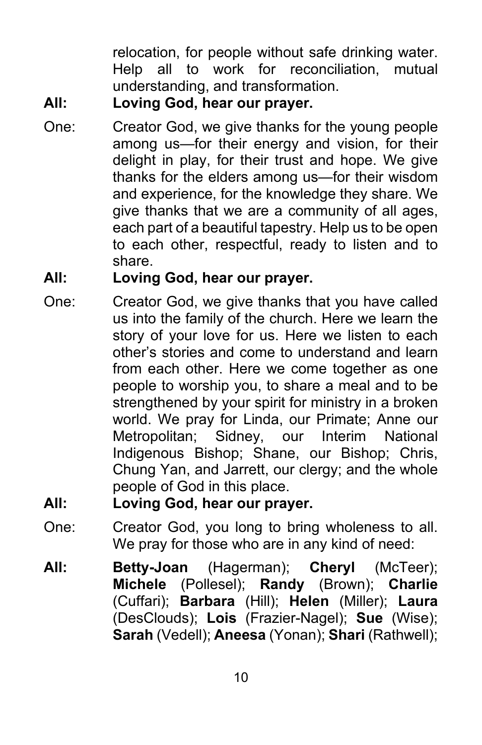relocation, for people without safe drinking water. Help all to work for reconciliation, mutual understanding, and transformation.

**All: Loving God, hear our prayer.**

One: Creator God, we give thanks for the young people among us—for their energy and vision, for their delight in play, for their trust and hope. We give thanks for the elders among us—for their wisdom and experience, for the knowledge they share. We give thanks that we are a community of all ages, each part of a beautiful tapestry. Help us to be open to each other, respectful, ready to listen and to share.

**All: Loving God, hear our prayer.**

One: Creator God, we give thanks that you have called us into the family of the church. Here we learn the story of your love for us. Here we listen to each other's stories and come to understand and learn from each other. Here we come together as one people to worship you, to share a meal and to be strengthened by your spirit for ministry in a broken world. We pray for Linda, our Primate; Anne our Metropolitan; Sidney, our Interim National Indigenous Bishop; Shane, our Bishop; Chris, Chung Yan, and Jarrett, our clergy; and the whole people of God in this place.

**All: Loving God, hear our prayer.**

One: Creator God, you long to bring wholeness to all. We pray for those who are in any kind of need:

**All:** **Betty-Joan** (Hagerman); **Cheryl** (McTeer); **Michele** (Pollesel); **Randy** (Brown); **Charlie** (Cuffari); **Barbara** (Hill); **Helen** (Miller); **Laura** (DesClouds); **Lois** (Frazier-Nagel); **Sue** (Wise); **Sarah** (Vedell); **Aneesa** (Yonan); **Shari** (Rathwell);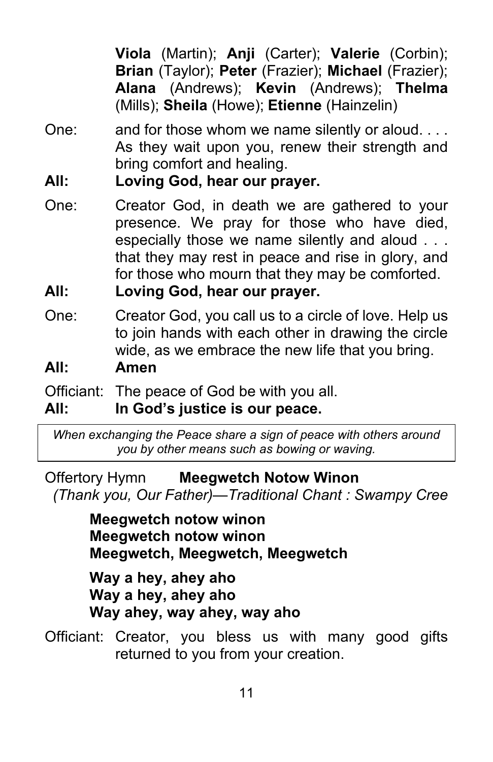**Viola** (Martin); **Anji** (Carter); **Valerie** (Corbin); **Brian** (Taylor); **Peter** (Frazier); **Michael** (Frazier); **Alana** (Andrews); **Kevin** (Andrews); **Thelma** (Mills); **Sheila** (Howe); **Etienne** (Hainzelin)

One: and for those whom we name silently or aloud. . . . As they wait upon you, renew their strength and bring comfort and healing.

**All: Loving God, hear our prayer.**

One: Creator God, in death we are gathered to your presence. We pray for those who have died, especially those we name silently and aloud . . . that they may rest in peace and rise in glory, and for those who mourn that they may be comforted.

**All: Loving God, hear our prayer.**

One: Creator God, you call us to a circle of love. Help us to join hands with each other in drawing the circle wide, as we embrace the new life that you bring.

**All: Amen**

Officiant: The peace of God be with you all.

**All: In God's justice is our peace.**

*When exchanging the Peace share a sign of peace with others around you by other means such as bowing or waving.*

Offertory Hymn **Meegwetch Notow Winon**

*(Thank you, Our Father)—Traditional Chant : Swampy Cree*

**Meegwetch notow winon**
**Meegwetch notow winon**
**Meegwetch, Meegwetch, Meegwetch**

**Way a hey, ahey aho**
**Way a hey, ahey aho**
**Way ahey, way ahey, way aho**

Officiant: Creator, you bless us with many good gifts returned to you from your creation.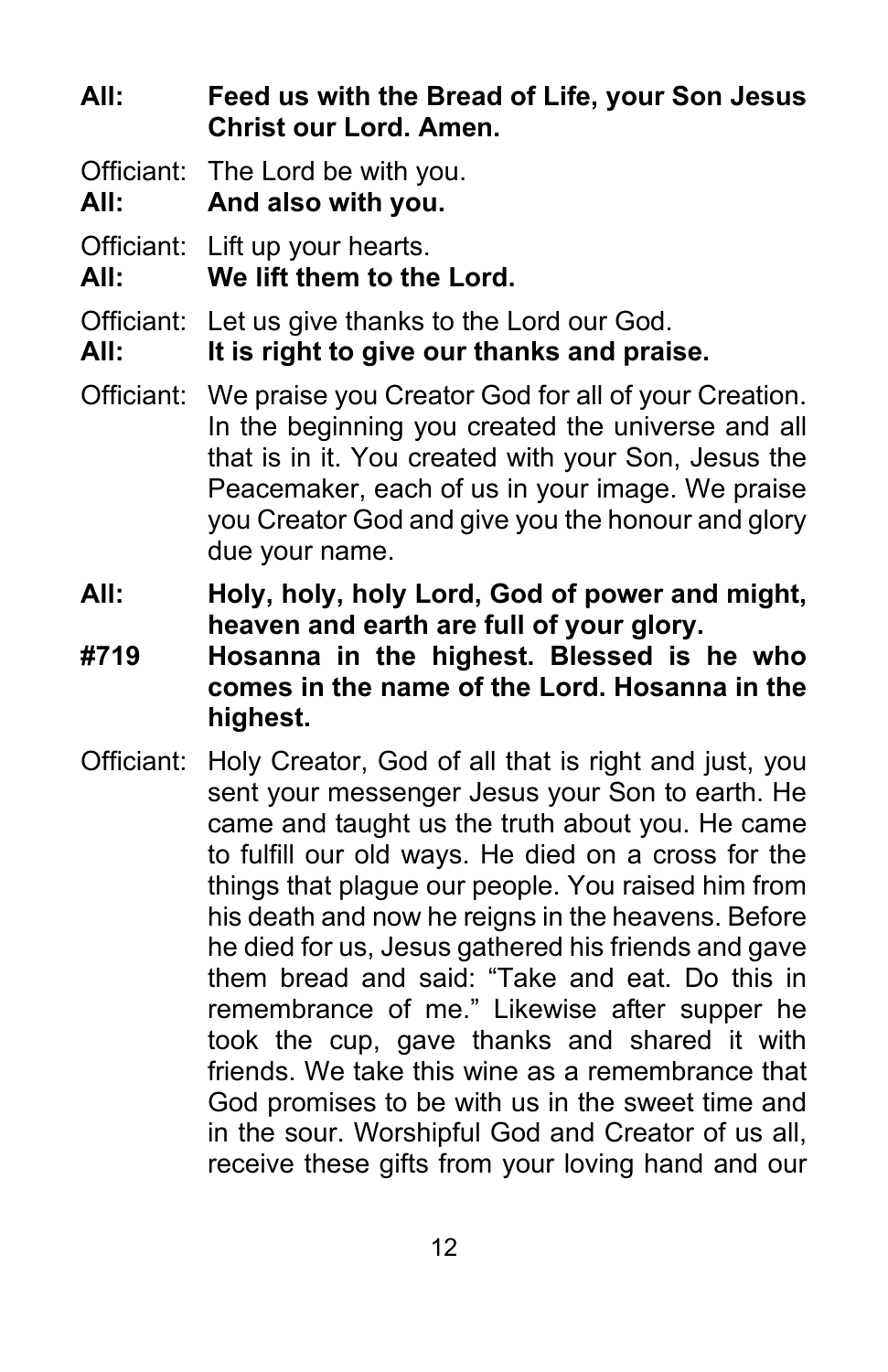**All:** **Feed us with the Bread of Life, your Son Jesus Christ our Lord. Amen.**

Officiant: The Lord be with you.
**All:** **And also with you.**

Officiant: Lift up your hearts.
**All:** **We lift them to the Lord.**

Officiant: Let us give thanks to the Lord our God.
**All:** **It is right to give our thanks and praise.**

Officiant: We praise you Creator God for all of your Creation. In the beginning you created the universe and all that is in it. You created with your Son, Jesus the Peacemaker, each of us in your image. We praise you Creator God and give you the honour and glory due your name.

**All:** **Holy, holy, holy Lord, God of power and might, heaven and earth are full of your glory.**
**#719** **Hosanna in the highest. Blessed is he who comes in the name of the Lord. Hosanna in the highest.**

Officiant: Holy Creator, God of all that is right and just, you sent your messenger Jesus your Son to earth. He came and taught us the truth about you. He came to fulfill our old ways. He died on a cross for the things that plague our people. You raised him from his death and now he reigns in the heavens. Before he died for us, Jesus gathered his friends and gave them bread and said: "Take and eat. Do this in remembrance of me." Likewise after supper he took the cup, gave thanks and shared it with friends. We take this wine as a remembrance that God promises to be with us in the sweet time and in the sour. Worshipful God and Creator of us all, receive these gifts from your loving hand and our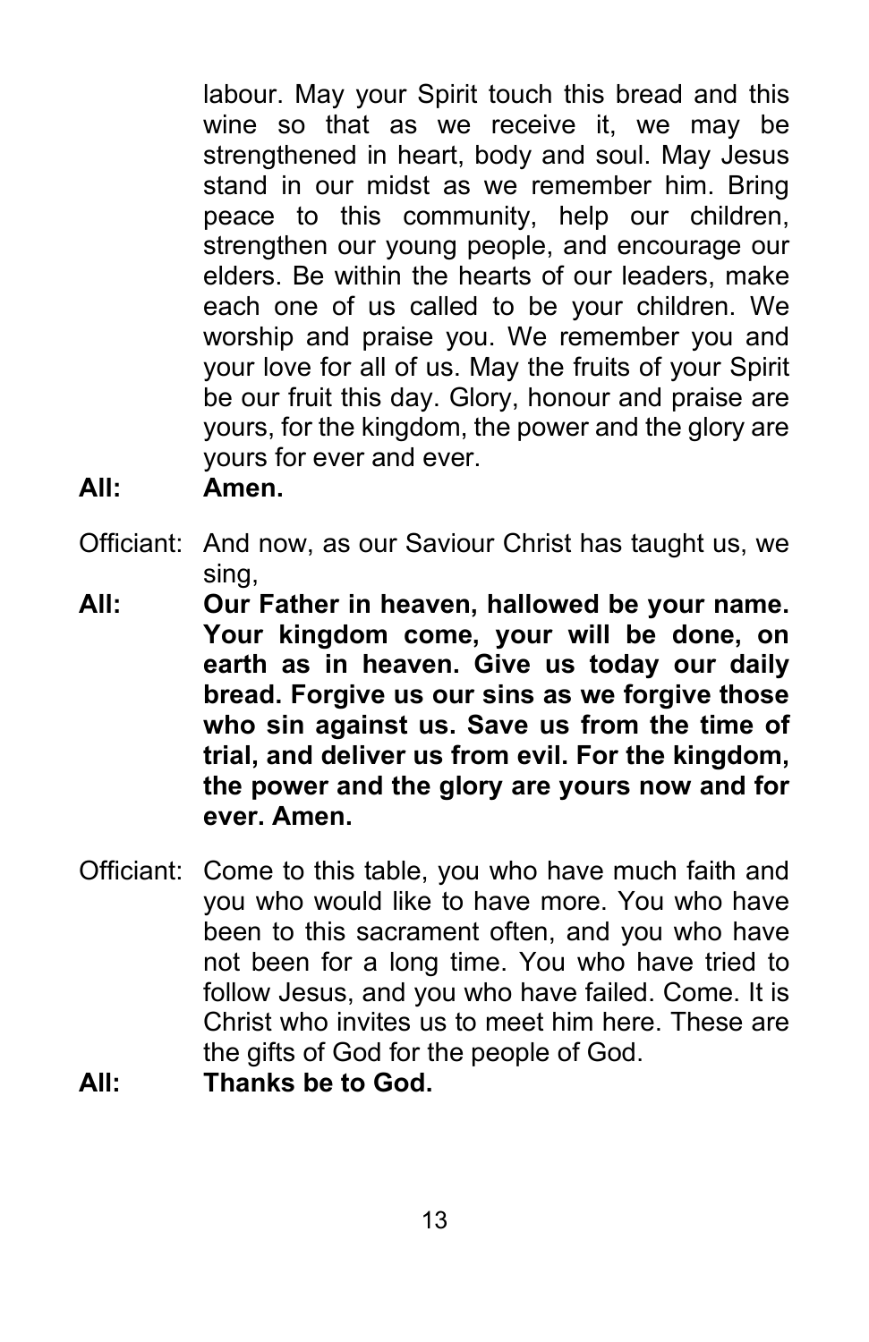labour. May your Spirit touch this bread and this wine so that as we receive it, we may be strengthened in heart, body and soul. May Jesus stand in our midst as we remember him. Bring peace to this community, help our children, strengthen our young people, and encourage our elders. Be within the hearts of our leaders, make each one of us called to be your children. We worship and praise you. We remember you and your love for all of us. May the fruits of your Spirit be our fruit this day. Glory, honour and praise are yours, for the kingdom, the power and the glory are yours for ever and ever.

**All: Amen.**

Officiant: And now, as our Saviour Christ has taught us, we sing,

**All: Our Father in heaven, hallowed be your name. Your kingdom come, your will be done, on earth as in heaven. Give us today our daily bread. Forgive us our sins as we forgive those who sin against us. Save us from the time of trial, and deliver us from evil. For the kingdom, the power and the glory are yours now and for ever. Amen.**

Officiant: Come to this table, you who have much faith and you who would like to have more. You who have been to this sacrament often, and you who have not been for a long time. You who have tried to follow Jesus, and you who have failed. Come. It is Christ who invites us to meet him here. These are the gifts of God for the people of God.

**All: Thanks be to God.**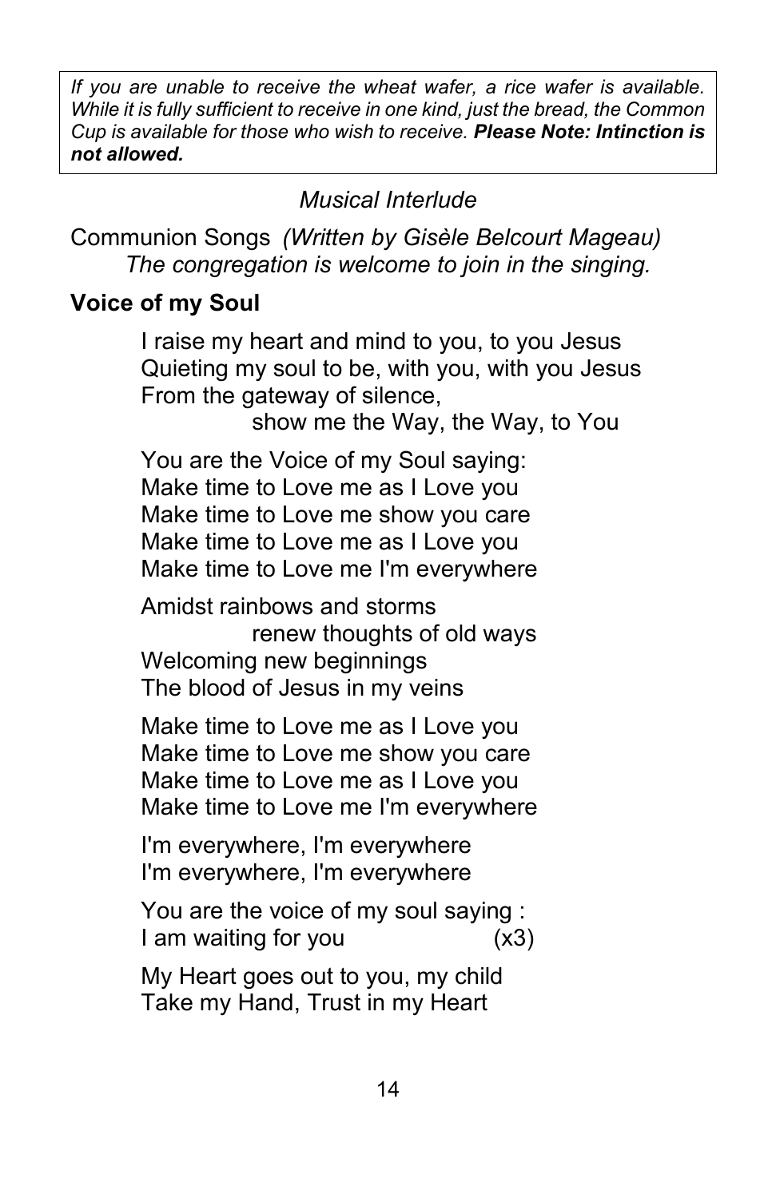> *If you are unable to receive the wheat wafer, a rice wafer is available. While it is fully sufficient to receive in one kind, just the bread, the Common Cup is available for those who wish to receive.* ***Please Note: Intinction is not allowed.***

*Musical Interlude*

Communion Songs *(Written by Gisèle Belcourt Mageau)*
*The congregation is welcome to join in the singing.*

**Voice of my Soul**

I raise my heart and mind to you, to you Jesus
Quieting my soul to be, with you, with you Jesus
From the gateway of silence,
show me the Way, the Way, to You

You are the Voice of my Soul saying:
Make time to Love me as I Love you
Make time to Love me show you care
Make time to Love me as I Love you
Make time to Love me I'm everywhere

Amidst rainbows and storms
renew thoughts of old ways
Welcoming new beginnings
The blood of Jesus in my veins

Make time to Love me as I Love you
Make time to Love me show you care
Make time to Love me as I Love you
Make time to Love me I'm everywhere

I'm everywhere, I'm everywhere
I'm everywhere, I'm everywhere

You are the voice of my soul saying :
I am waiting for you (x3)

My Heart goes out to you, my child
Take my Hand, Trust in my Heart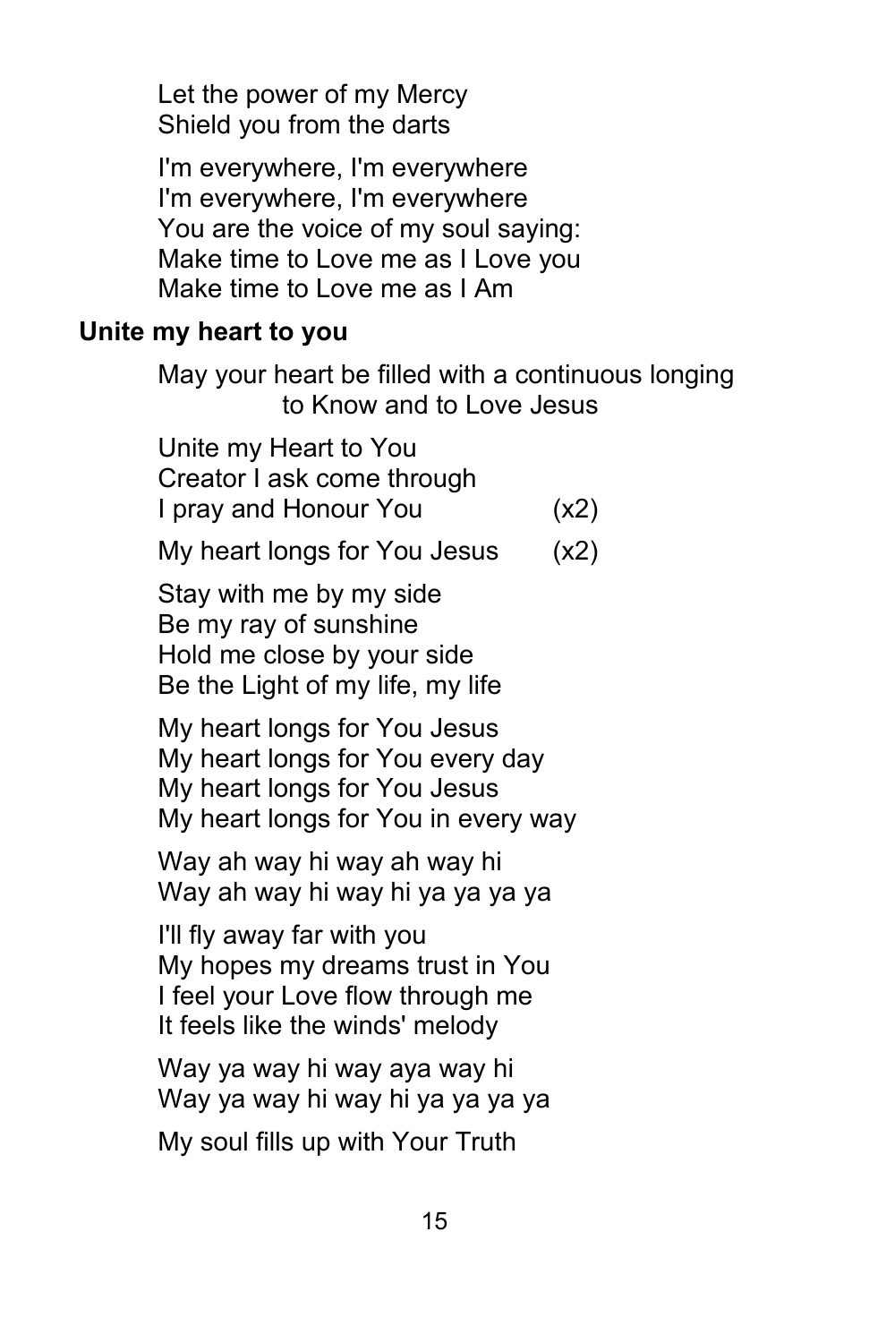Let the power of my Mercy
Shield you from the darts

I'm everywhere, I'm everywhere
I'm everywhere, I'm everywhere
You are the voice of my soul saying:
Make time to Love me as I Love you
Make time to Love me as I Am

**Unite my heart to you**

May your heart be filled with a continuous longing to Know and to Love Jesus

Unite my Heart to You
Creator I ask come through
I pray and Honour You (x2)

My heart longs for You Jesus (x2)

Stay with me by my side
Be my ray of sunshine
Hold me close by your side
Be the Light of my life, my life

My heart longs for You Jesus
My heart longs for You every day
My heart longs for You Jesus
My heart longs for You in every way

Way ah way hi way ah way hi
Way ah way hi way hi ya ya ya ya

I'll fly away far with you
My hopes my dreams trust in You
I feel your Love flow through me
It feels like the winds' melody

Way ya way hi way aya way hi
Way ya way hi way hi ya ya ya ya

My soul fills up with Your Truth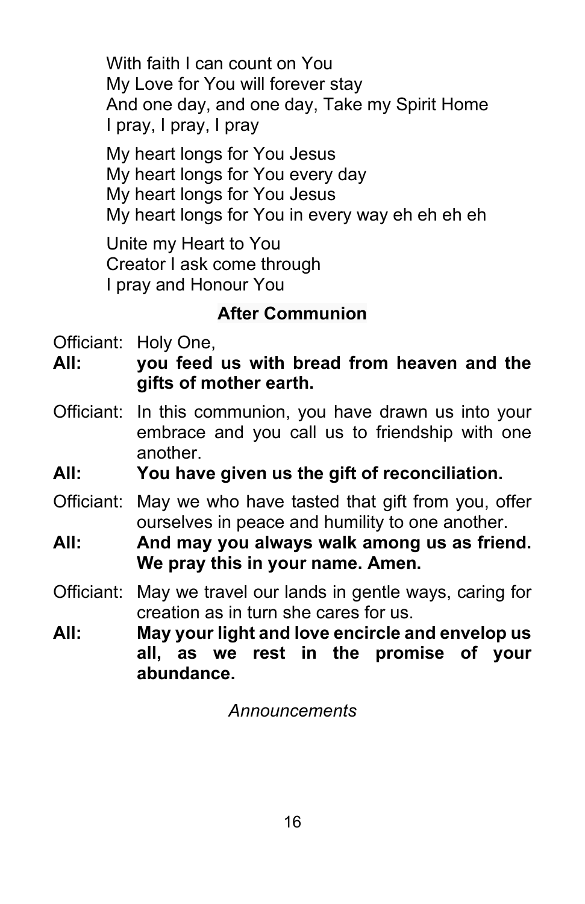With faith I can count on You
My Love for You will forever stay
And one day, and one day, Take my Spirit Home
I pray, I pray, I pray

My heart longs for You Jesus
My heart longs for You every day
My heart longs for You Jesus
My heart longs for You in every way eh eh eh eh

Unite my Heart to You
Creator I ask come through
I pray and Honour You

## After Communion

Officiant: Holy One,

**All: you feed us with bread from heaven and the gifts of mother earth.**

Officiant: In this communion, you have drawn us into your embrace and you call us to friendship with one another.

**All: You have given us the gift of reconciliation.**

Officiant: May we who have tasted that gift from you, offer ourselves in peace and humility to one another.

**All: And may you always walk among us as friend. We pray this in your name. Amen.**

Officiant: May we travel our lands in gentle ways, caring for creation as in turn she cares for us.

**All: May your light and love encircle and envelop us all, as we rest in the promise of your abundance.**

*Announcements*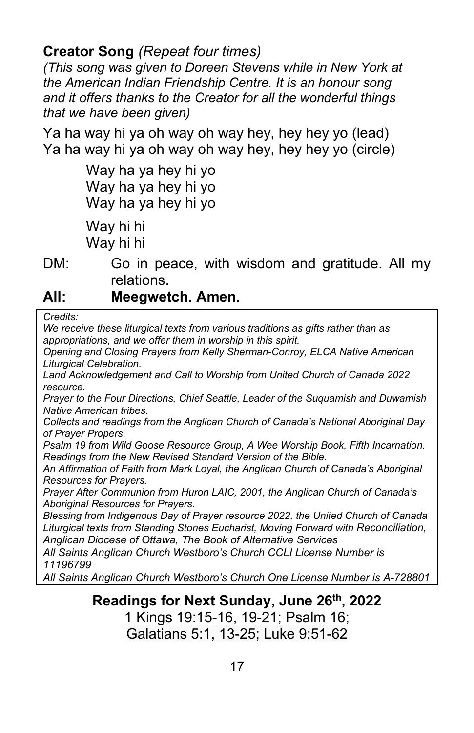**Creator Song** *(Repeat four times)*
*(This song was given to Doreen Stevens while in New York at the American Indian Friendship Centre. It is an honour song and it offers thanks to the Creator for all the wonderful things that we have been given)*

Ya ha way hi ya oh way oh way hey, hey hey yo (lead)
Ya ha way hi ya oh way oh way hey, hey hey yo (circle)

Way ha ya hey hi yo
Way ha ya hey hi yo
Way ha ya hey hi yo

Way hi hi
Way hi hi

DM: Go in peace, with wisdom and gratitude. All my relations.

**All: Meegwetch. Amen.**

*Credits:*
*We receive these liturgical texts from various traditions as gifts rather than as appropriations, and we offer them in worship in this spirit.*
*Opening and Closing Prayers from Kelly Sherman-Conroy, ELCA Native American Liturgical Celebration.*
*Land Acknowledgement and Call to Worship from United Church of Canada 2022 resource.*
*Prayer to the Four Directions, Chief Seattle, Leader of the Suquamish and Duwamish Native American tribes.*
*Collects and readings from the Anglican Church of Canada's National Aboriginal Day of Prayer Propers.*
*Psalm 19 from Wild Goose Resource Group, A Wee Worship Book, Fifth Incarnation.*
*Readings from the New Revised Standard Version of the Bible.*
*An Affirmation of Faith from Mark Loyal, the Anglican Church of Canada's Aboriginal Resources for Prayers.*
*Prayer After Communion from Huron LAIC, 2001, the Anglican Church of Canada's Aboriginal Resources for Prayers.*
*Blessing from Indigenous Day of Prayer resource 2022, the United Church of Canada*
*Liturgical texts from Standing Stones Eucharist, Moving Forward with Reconciliation, Anglican Diocese of Ottawa, The Book of Alternative Services*
*All Saints Anglican Church Westboro's Church CCLI License Number is 11196799*
*All Saints Anglican Church Westboro's Church One License Number is A-728801*

**Readings for Next Sunday, June 26th, 2022**
1 Kings 19:15-16, 19-21; Psalm 16;
Galatians 5:1, 13-25; Luke 9:51-62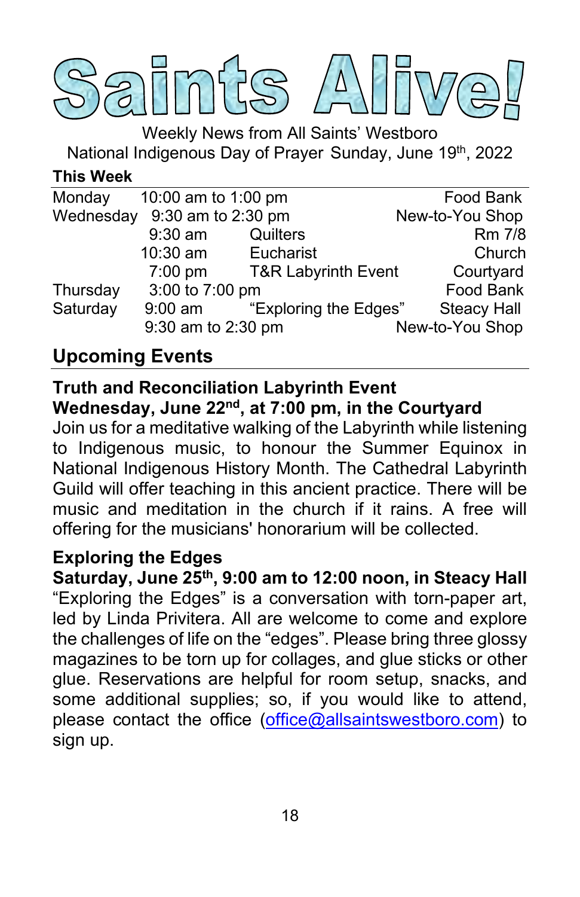# Saints Alive!

Weekly News from All Saints' Westboro

National Indigenous Day of Prayer Sunday, June 19th, 2022

**This Week**

| | | | |
|---|---|---|---|
| Monday | 10:00 am to 1:00 pm | | Food Bank |
| Wednesday | 9:30 am to 2:30 pm | | New-to-You Shop |
| | 9:30 am | Quilters | Rm 7/8 |
| | 10:30 am | Eucharist | Church |
| | 7:00 pm | T&R Labyrinth Event | Courtyard |
| Thursday | 3:00 to 7:00 pm | | Food Bank |
| Saturday | 9:00 am | "Exploring the Edges" | Steacy Hall |
| | 9:30 am to 2:30 pm | | New-to-You Shop |

## Upcoming Events

**Truth and Reconciliation Labyrinth Event**
**Wednesday, June 22nd, at 7:00 pm, in the Courtyard**

Join us for a meditative walking of the Labyrinth while listening to Indigenous music, to honour the Summer Equinox in National Indigenous History Month. The Cathedral Labyrinth Guild will offer teaching in this ancient practice. There will be music and meditation in the church if it rains. A free will offering for the musicians' honorarium will be collected.

**Exploring the Edges**
**Saturday, June 25th, 9:00 am to 12:00 noon, in Steacy Hall**

"Exploring the Edges" is a conversation with torn-paper art, led by Linda Privitera. All are welcome to come and explore the challenges of life on the "edges". Please bring three glossy magazines to be torn up for collages, and glue sticks or other glue. Reservations are helpful for room setup, snacks, and some additional supplies; so, if you would like to attend, please contact the office (office@allsaintswestboro.com) to sign up.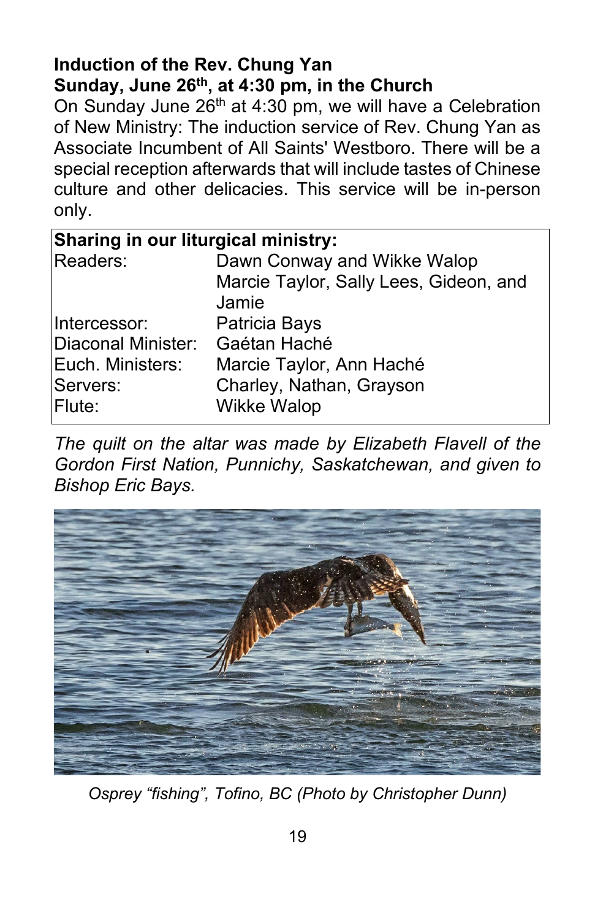**Induction of the Rev. Chung Yan**
**Sunday, June 26th, at 4:30 pm, in the Church**

On Sunday June 26th at 4:30 pm, we will have a Celebration of New Ministry: The induction service of Rev. Chung Yan as Associate Incumbent of All Saints' Westboro. There will be a special reception afterwards that will include tastes of Chinese culture and other delicacies. This service will be in-person only.

| **Sharing in our liturgical ministry:** | |
|---|---|
| Readers: | Dawn Conway and Wikke Walop<br>Marcie Taylor, Sally Lees, Gideon, and Jamie |
| Intercessor: | Patricia Bays |
| Diaconal Minister: | Gaétan Haché |
| Euch. Ministers: | Marcie Taylor, Ann Haché |
| Servers: | Charley, Nathan, Grayson |
| Flute: | Wikke Walop |

*The quilt on the altar was made by Elizabeth Flavell of the Gordon First Nation, Punnichy, Saskatchewan, and given to Bishop Eric Bays.*

*Osprey "fishing", Tofino, BC (Photo by Christopher Dunn)*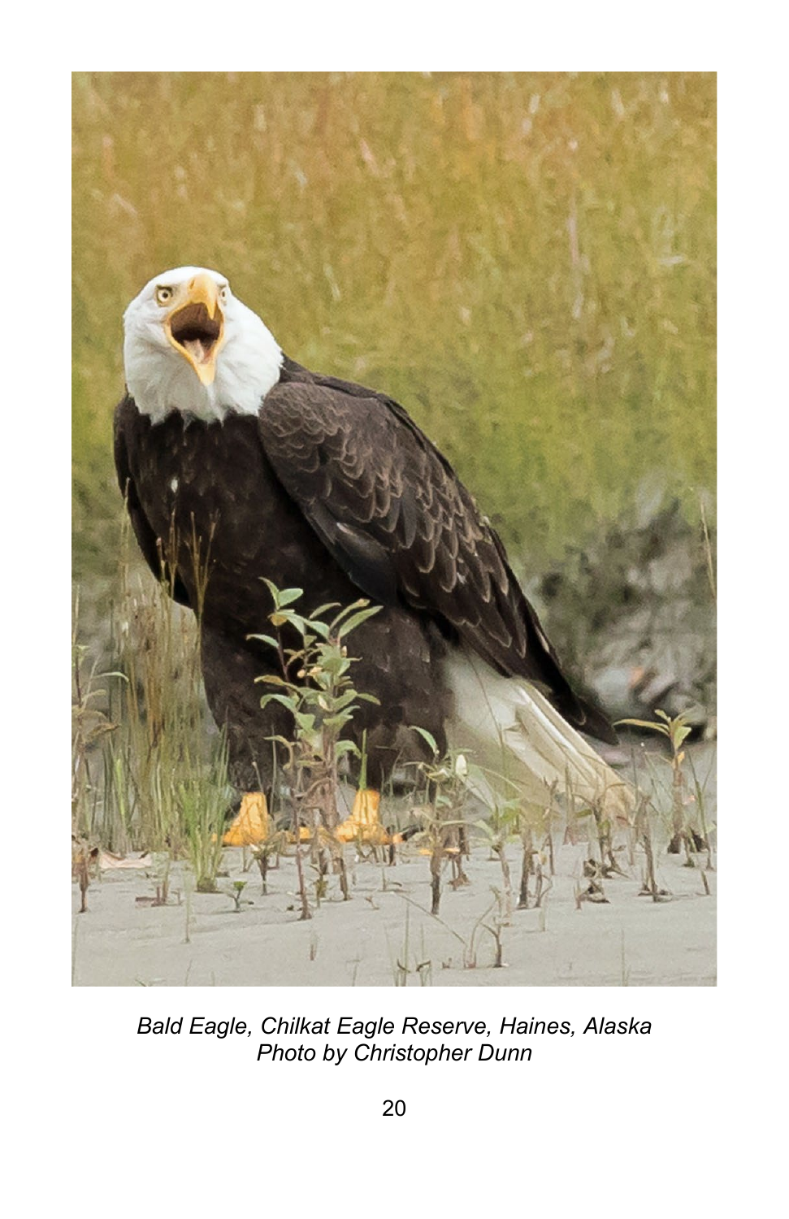*Bald Eagle, Chilkat Eagle Reserve, Haines, Alaska*
*Photo by Christopher Dunn*